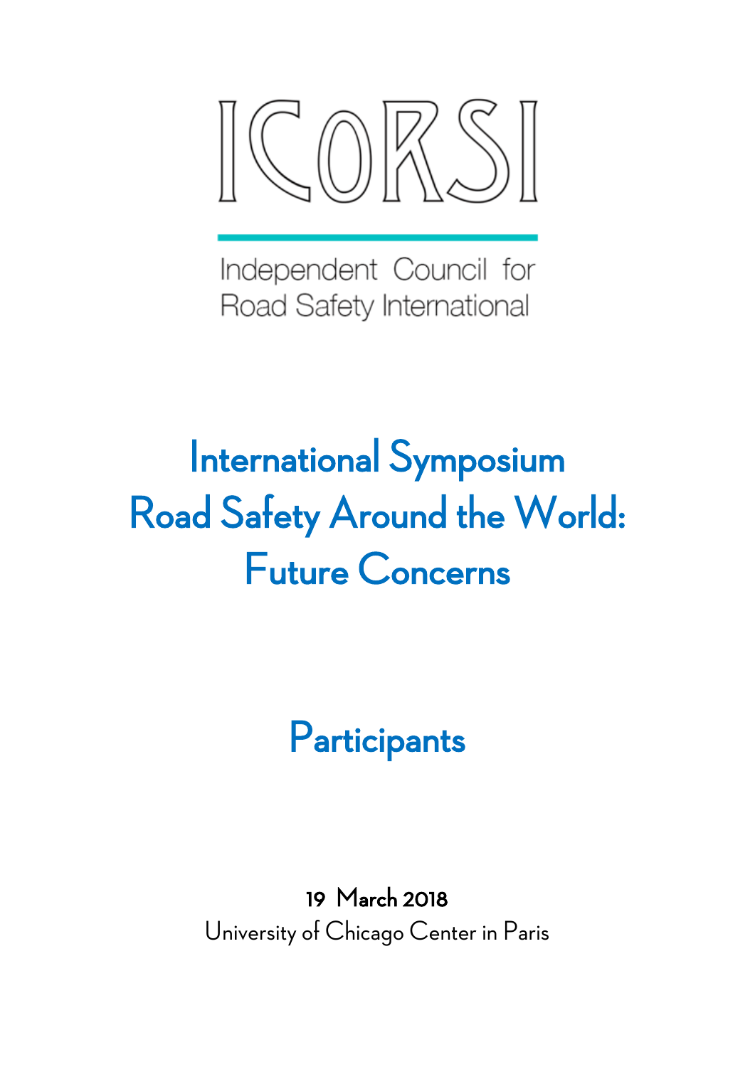# ICoRSI

Independent Council for Road Safety International

# International Symposium Road Safety Around the World: Future Concerns

## Participants

**19 March 2018**

University of Chicago Center in Paris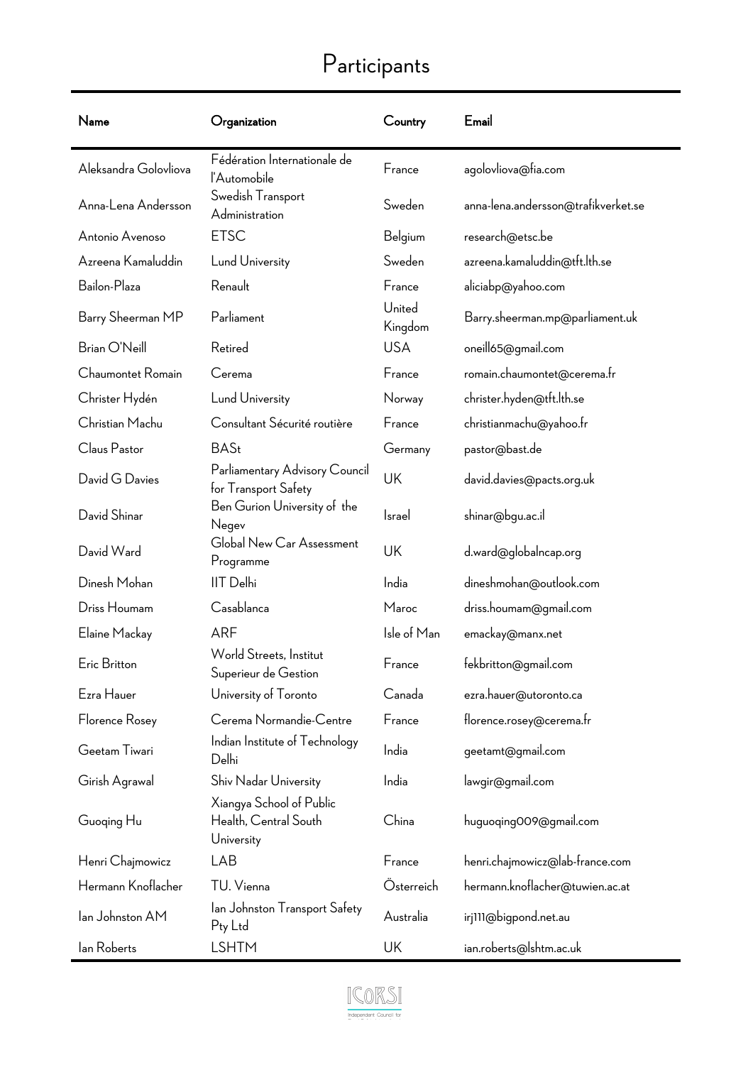# Participants

| Name | Organization | Country | Email |
|---|---|---|---|
| Aleksandra Golovliova | Fédération Internationale de l'Automobile | France | agolovliova@fia.com |
| Anna-Lena Andersson | Swedish Transport Administration | Sweden | anna-lena.andersson@trafikverket.se |
| Antonio Avenoso | ETSC | Belgium | research@etsc.be |
| Azreena Kamaluddin | Lund University | Sweden | azreena.kamaluddin@tft.lth.se |
| Bailon-Plaza | Renault | France | aliciabp@yahoo.com |
| Barry Sheerman MP | Parliament | United Kingdom | Barry.sheerman.mp@parliament.uk |
| Brian O'Neill | Retired | USA | oneill65@gmail.com |
| Chaumontet Romain | Cerema | France | romain.chaumontet@cerema.fr |
| Christer Hydén | Lund University | Norway | christer.hyden@tft.lth.se |
| Christian Machu | Consultant Sécurité routière | France | christianmachu@yahoo.fr |
| Claus Pastor | BASt | Germany | pastor@bast.de |
| David G Davies | Parliamentary Advisory Council for Transport Safety | UK | david.davies@pacts.org.uk |
| David Shinar | Ben Gurion University of the Negev | Israel | shinar@bgu.ac.il |
| David Ward | Global New Car Assessment Programme | UK | d.ward@globalncap.org |
| Dinesh Mohan | IIT Delhi | India | dineshmohan@outlook.com |
| Driss Houmam | Casablanca | Maroc | driss.houmam@gmail.com |
| Elaine Mackay | ARF | Isle of Man | emackay@manx.net |
| Eric Britton | World Streets, Institut Superieur de Gestion | France | fekbritton@gmail.com |
| Ezra Hauer | University of Toronto | Canada | ezra.hauer@utoronto.ca |
| Florence Rosey | Cerema Normandie-Centre | France | florence.rosey@cerema.fr |
| Geetam Tiwari | Indian Institute of Technology Delhi | India | geetamt@gmail.com |
| Girish Agrawal | Shiv Nadar University | India | lawgir@gmail.com |
| Guoqing Hu | Xiangya School of Public Health, Central South University | China | huguoqing009@gmail.com |
| Henri Chajmowicz | LAB | France | henri.chajmowicz@lab-france.com |
| Hermann Knoflacher | TU. Vienna | Österreich | hermann.knoflacher@tuwien.ac.at |
| Ian Johnston AM | Ian Johnston Transport Safety Pty Ltd | Australia | irj111@bigpond.net.au |
| Ian Roberts | LSHTM | UK | ian.roberts@lshtm.ac.uk |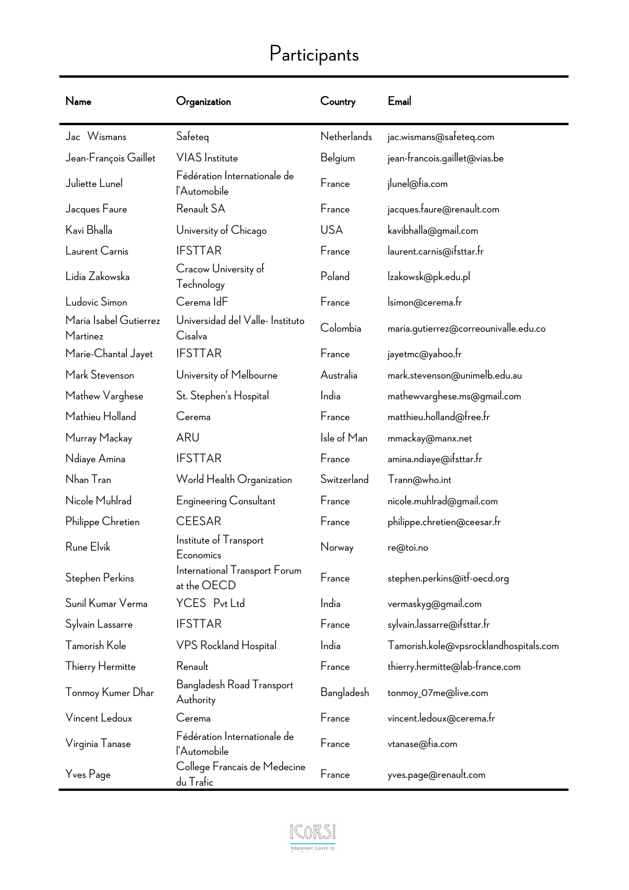# Participants

| Name | Organization | Country | Email |
|---|---|---|---|
| Jac Wismans | Safeteq | Netherlands | jac.wismans@safeteq.com |
| Jean-François Gaillet | VIAS Institute | Belgium | jean-francois.gaillet@vias.be |
| Juliette Lunel | Fédération Internationale de l'Automobile | France | jlunel@fia.com |
| Jacques Faure | Renault SA | France | jacques.faure@renault.com |
| Kavi Bhalla | University of Chicago | USA | kavibhalla@gmail.com |
| Laurent Carnis | IFSTTAR | France | laurent.carnis@ifsttar.fr |
| Lidia Zakowska | Cracow University of Technology | Poland | lzakowsk@pk.edu.pl |
| Ludovic Simon | Cerema IdF | France | lsimon@cerema.fr |
| Maria Isabel Gutierrez Martinez | Universidad del Valle- Instituto Cisalva | Colombia | maria.gutierrez@correounivalle.edu.co |
| Marie-Chantal Jayet | IFSTTAR | France | jayetmc@yahoo.fr |
| Mark Stevenson | University of Melbourne | Australia | mark.stevenson@unimelb.edu.au |
| Mathew Varghese | St. Stephen's Hospital | India | mathewvarghese.ms@gmail.com |
| Mathieu Holland | Cerema | France | matthieu.holland@free.fr |
| Murray Mackay | ARU | Isle of Man | mmackay@manx.net |
| Ndiaye Amina | IFSTTAR | France | amina.ndiaye@ifsttar.fr |
| Nhan Tran | World Health Organization | Switzerland | Trann@who.int |
| Nicole Muhlrad | Engineering Consultant | France | nicole.muhlrad@gmail.com |
| Philippe Chretien | CEESAR | France | philippe.chretien@ceesar.fr |
| Rune Elvik | Institute of Transport Economics | Norway | re@toi.no |
| Stephen Perkins | International Transport Forum at the OECD | France | stephen.perkins@itf-oecd.org |
| Sunil Kumar Verma | YCES Pvt Ltd | India | vermaskyg@gmail.com |
| Sylvain Lassarre | IFSTTAR | France | sylvain.lassarre@ifsttar.fr |
| Tamorish Kole | VPS Rockland Hospital | India | Tamorish.kole@vpsrocklandhospitals.com |
| Thierry Hermitte | Renault | France | thierry.hermitte@lab-france.com |
| Tonmoy Kumer Dhar | Bangladesh Road Transport Authority | Bangladesh | tonmoy_07me@live.com |
| Vincent Ledoux | Cerema | France | vincent.ledoux@cerema.fr |
| Virginia Tanase | Fédération Internationale de l'Automobile | France | vtanase@fia.com |
| Yves Page | College Francais de Medecine du Trafic | France | yves.page@renault.com |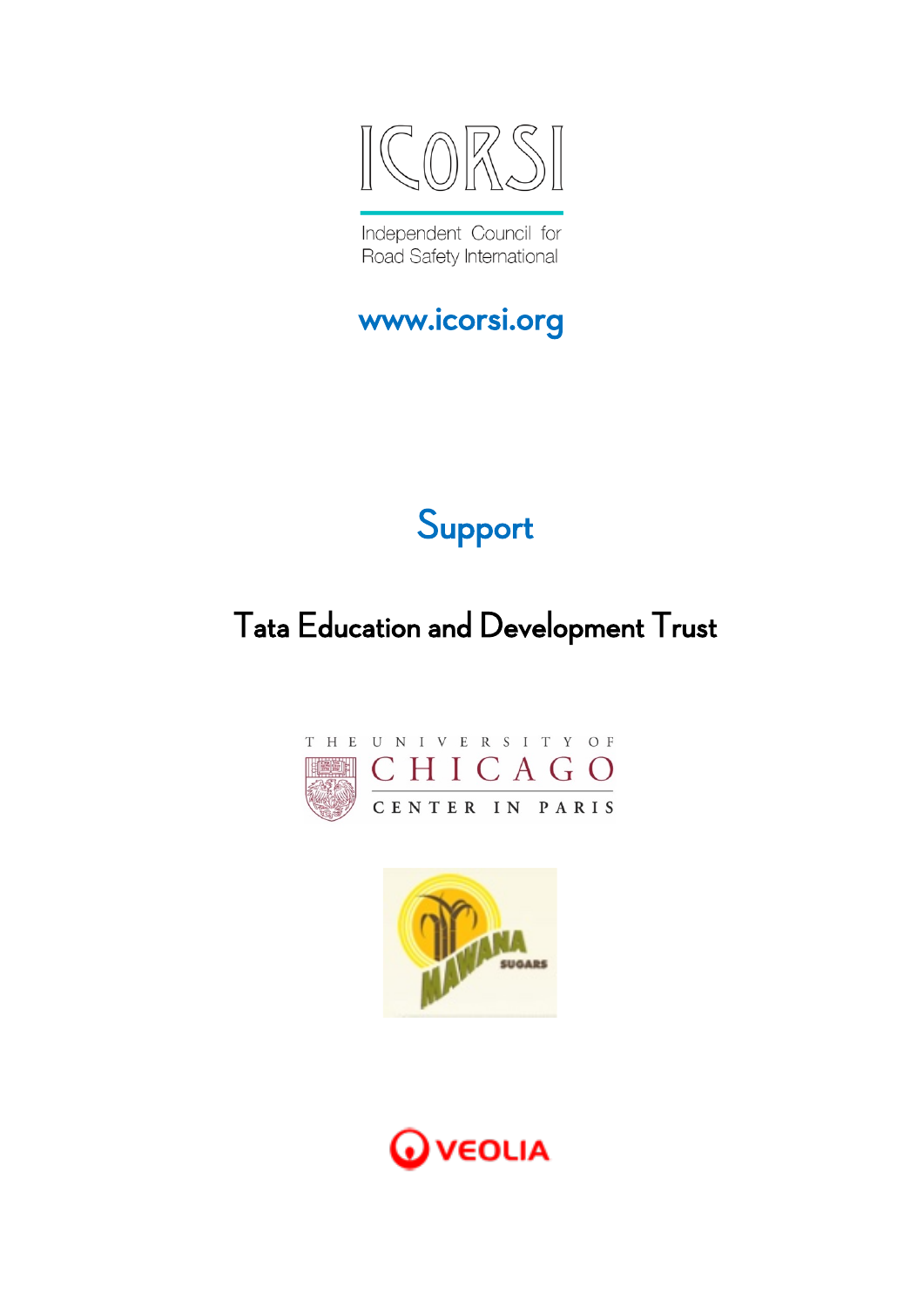ICoRSI

Independent Council for Road Safety International

www.icorsi.org

# Support

## Tata Education and Development Trust

THE UNIVERSITY OF CHICAGO CENTER IN PARIS

MAWANA SUGARS

VEOLIA